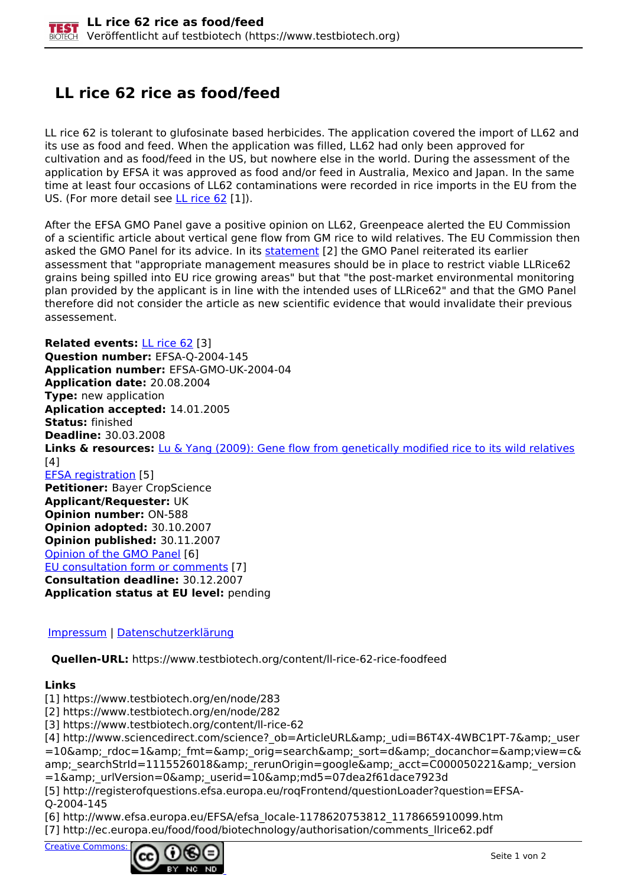# LL rice 62 rice as food/feed

LL rice 62 is tolerant to glufosinate based herbicides. The application covered the import of LL62 and its use as food and feed. When the application was filled, LL62 had only been approved for cultivation and as food/feed in the US, but nowhere else in the world. During the assessment of the application by EFSA it was approved as food and/or feed in Australia, Mexico and Japan. In the same time at least four occasions of LL62 contaminations were recorded in rice imports in the EU from the US. (For more detail see LL rice 62 [1]).

After the EFSA GMO Panel gave a positive opinion on LL62, Greenpeace alerted the EU Commission of a scientific article about vertical gene flow from GM rice to wild relatives. The EU Commission then asked the GMO Panel for its advice. In its statement [2] the GMO Panel reiterated its earlier assessment that "appropriate management measures should be in place to restrict viable LLRice62 grains being spilled into EU rice growing areas" but that "the post-market environmental monitoring plan provided by the applicant is in line with the intended uses of LLRice62" and that the GMO Panel therefore did not consider the article as new scientific evidence that would invalidate their previous assessement.

**Related events:** LL rice 62 [3]
**Question number:** EFSA-Q-2004-145
**Application number:** EFSA-GMO-UK-2004-04
**Application date:** 20.08.2004
**Type:** new application
**Aplication accepted:** 14.01.2005
**Status:** finished
**Deadline:** 30.03.2008
**Links & resources:** Lu & Yang (2009): Gene flow from genetically modified rice to its wild relatives [4]
EFSA registration [5]
**Petitioner:** Bayer CropScience
**Applicant/Requester:** UK
**Opinion number:** ON-588
**Opinion adopted:** 30.10.2007
**Opinion published:** 30.11.2007
Opinion of the GMO Panel [6]
EU consultation form or comments [7]
**Consultation deadline:** 30.12.2007
**Application status at EU level:** pending

Impressum | Datenschutzerklärung

**Quellen-URL:** https://www.testbiotech.org/content/ll-rice-62-rice-foodfeed

**Links**
[1] https://www.testbiotech.org/en/node/283
[2] https://www.testbiotech.org/en/node/282
[3] https://www.testbiotech.org/content/ll-rice-62
[4] http://www.sciencedirect.com/science?_ob=ArticleURL&amp;_udi=B6T4X-4WBC1PT-7&amp;_user=10&amp;_rdoc=1&amp;_fmt=&amp;_orig=search&amp;_sort=d&amp;_docanchor=&amp;view=c&amp;_searchStrId=1115526018&amp;_rerunOrigin=google&amp;_acct=C000050221&amp;_version=1&amp;_urlVersion=0&amp;_userid=10&amp;md5=07dea2f61dace7923d
[5] http://registerofquestions.efsa.europa.eu/roqFrontend/questionLoader?question=EFSA-Q-2004-145
[6] http://www.efsa.europa.eu/EFSA/efsa_locale-1178620753812_1178665910099.htm
[7] http://ec.europa.eu/food/food/biotechnology/authorisation/comments_llrice62.pdf

Creative Commons: